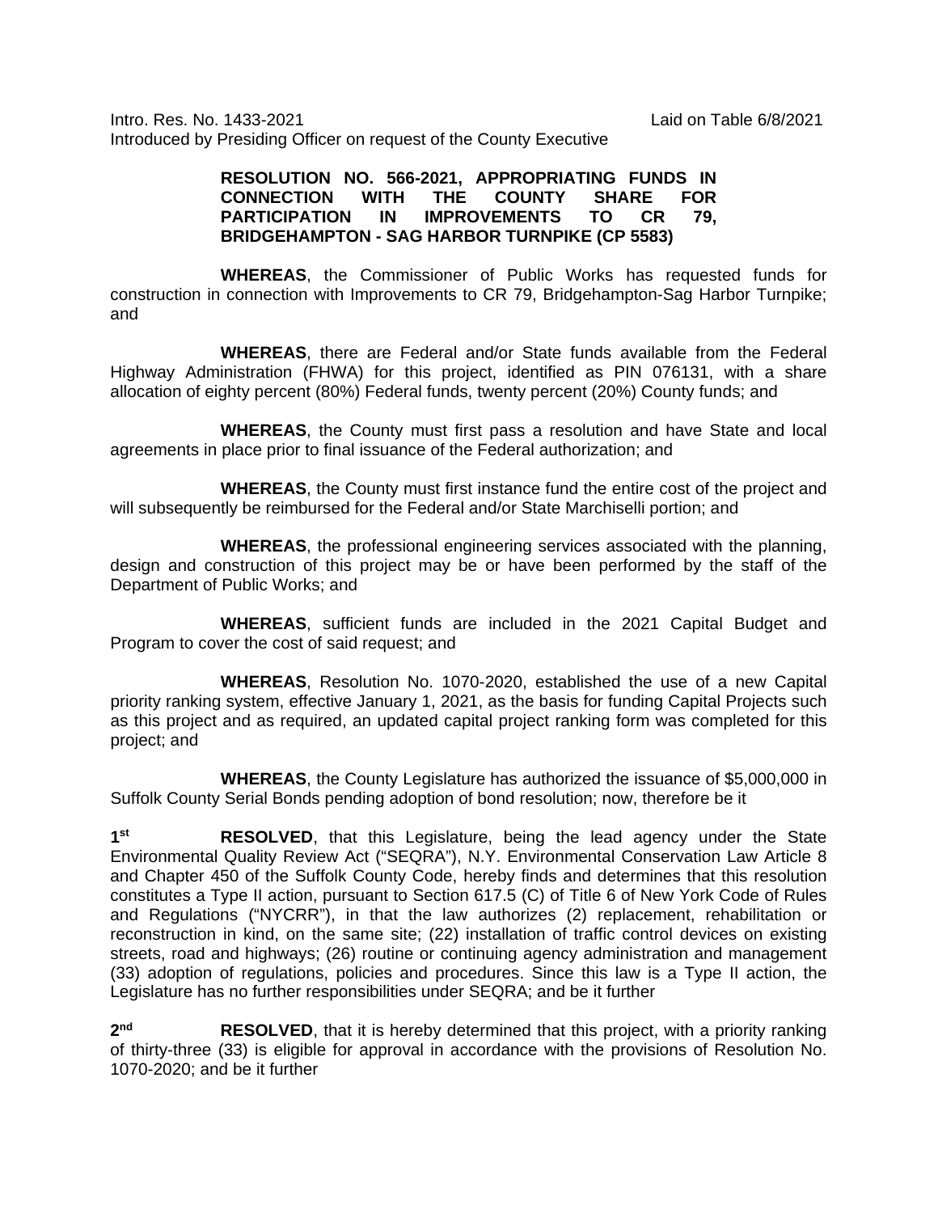Intro. Res. No. 1433-2021 Laid on Table 6/8/2021

Introduced by Presiding Officer on request of the County Executive

**RESOLUTION NO. 566-2021, APPROPRIATING FUNDS IN CONNECTION WITH THE COUNTY SHARE FOR PARTICIPATION IN IMPROVEMENTS TO CR 79, BRIDGEHAMPTON - SAG HARBOR TURNPIKE (CP 5583)**

**WHEREAS**, the Commissioner of Public Works has requested funds for construction in connection with Improvements to CR 79, Bridgehampton-Sag Harbor Turnpike; and

**WHEREAS**, there are Federal and/or State funds available from the Federal Highway Administration (FHWA) for this project, identified as PIN 076131, with a share allocation of eighty percent (80%) Federal funds, twenty percent (20%) County funds; and

**WHEREAS**, the County must first pass a resolution and have State and local agreements in place prior to final issuance of the Federal authorization; and

**WHEREAS**, the County must first instance fund the entire cost of the project and will subsequently be reimbursed for the Federal and/or State Marchiselli portion; and

**WHEREAS**, the professional engineering services associated with the planning, design and construction of this project may be or have been performed by the staff of the Department of Public Works; and

**WHEREAS**, sufficient funds are included in the 2021 Capital Budget and Program to cover the cost of said request; and

**WHEREAS**, Resolution No. 1070-2020, established the use of a new Capital priority ranking system, effective January 1, 2021, as the basis for funding Capital Projects such as this project and as required, an updated capital project ranking form was completed for this project; and

**WHEREAS**, the County Legislature has authorized the issuance of $5,000,000 in Suffolk County Serial Bonds pending adoption of bond resolution; now, therefore be it

**1st** **RESOLVED**, that this Legislature, being the lead agency under the State Environmental Quality Review Act ("SEQRA"), N.Y. Environmental Conservation Law Article 8 and Chapter 450 of the Suffolk County Code, hereby finds and determines that this resolution constitutes a Type II action, pursuant to Section 617.5 (C) of Title 6 of New York Code of Rules and Regulations ("NYCRR"), in that the law authorizes (2) replacement, rehabilitation or reconstruction in kind, on the same site; (22) installation of traffic control devices on existing streets, road and highways; (26) routine or continuing agency administration and management (33) adoption of regulations, policies and procedures. Since this law is a Type II action, the Legislature has no further responsibilities under SEQRA; and be it further

**2nd** **RESOLVED**, that it is hereby determined that this project, with a priority ranking of thirty-three (33) is eligible for approval in accordance with the provisions of Resolution No. 1070-2020; and be it further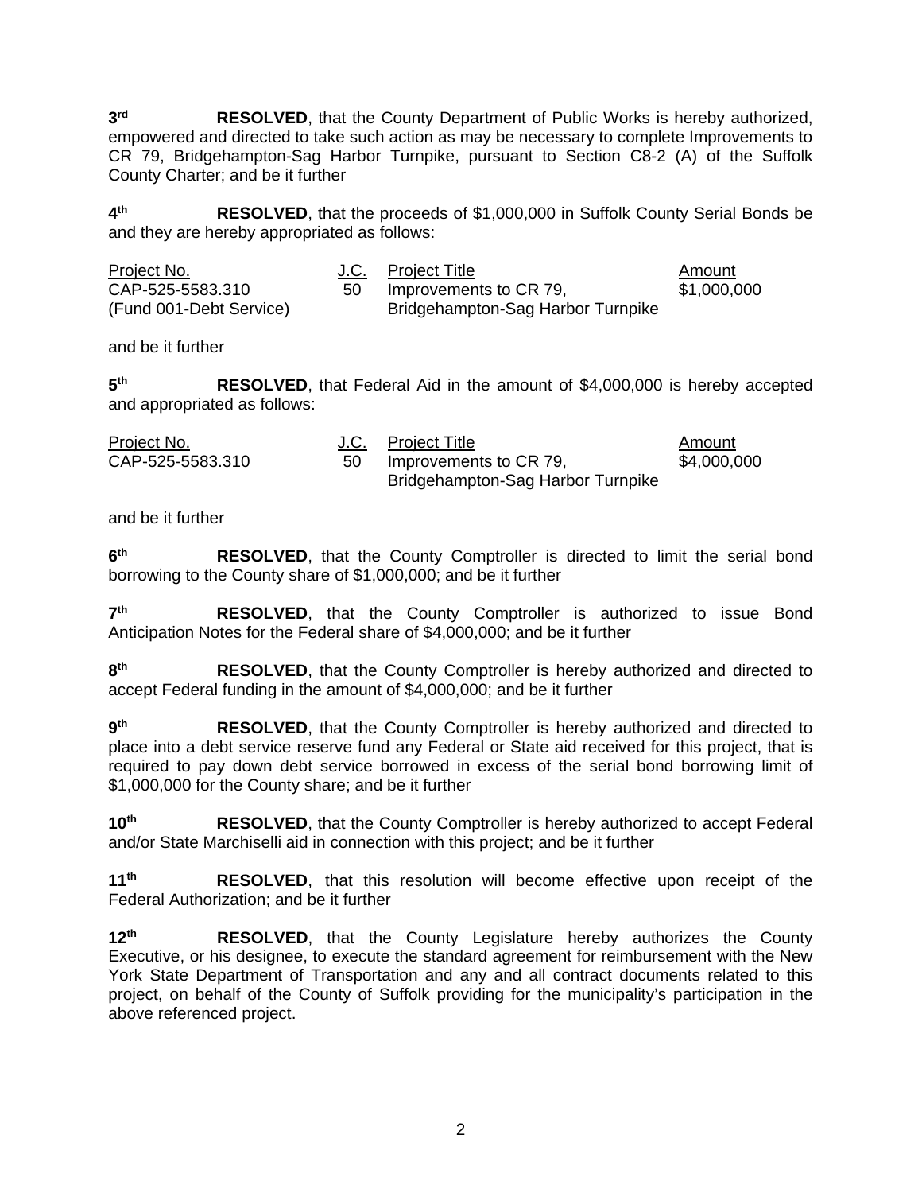3rd RESOLVED, that the County Department of Public Works is hereby authorized, empowered and directed to take such action as may be necessary to complete Improvements to CR 79, Bridgehampton-Sag Harbor Turnpike, pursuant to Section C8-2 (A) of the Suffolk County Charter; and be it further

4th RESOLVED, that the proceeds of $1,000,000 in Suffolk County Serial Bonds be and they are hereby appropriated as follows:

| Project No. | J.C. | Project Title | Amount |
| --- | --- | --- | --- |
| CAP-525-5583.310 (Fund 001-Debt Service) | 50 | Improvements to CR 79, Bridgehampton-Sag Harbor Turnpike | $1,000,000 |

and be it further

5th RESOLVED, that Federal Aid in the amount of $4,000,000 is hereby accepted and appropriated as follows:

| Project No. | J.C. | Project Title | Amount |
| --- | --- | --- | --- |
| CAP-525-5583.310 | 50 | Improvements to CR 79, Bridgehampton-Sag Harbor Turnpike | $4,000,000 |

and be it further

6th RESOLVED, that the County Comptroller is directed to limit the serial bond borrowing to the County share of $1,000,000; and be it further

7th RESOLVED, that the County Comptroller is authorized to issue Bond Anticipation Notes for the Federal share of $4,000,000; and be it further

8th RESOLVED, that the County Comptroller is hereby authorized and directed to accept Federal funding in the amount of $4,000,000; and be it further

9th RESOLVED, that the County Comptroller is hereby authorized and directed to place into a debt service reserve fund any Federal or State aid received for this project, that is required to pay down debt service borrowed in excess of the serial bond borrowing limit of $1,000,000 for the County share; and be it further

10th RESOLVED, that the County Comptroller is hereby authorized to accept Federal and/or State Marchiselli aid in connection with this project; and be it further

11th RESOLVED, that this resolution will become effective upon receipt of the Federal Authorization; and be it further

12th RESOLVED, that the County Legislature hereby authorizes the County Executive, or his designee, to execute the standard agreement for reimbursement with the New York State Department of Transportation and any and all contract documents related to this project, on behalf of the County of Suffolk providing for the municipality's participation in the above referenced project.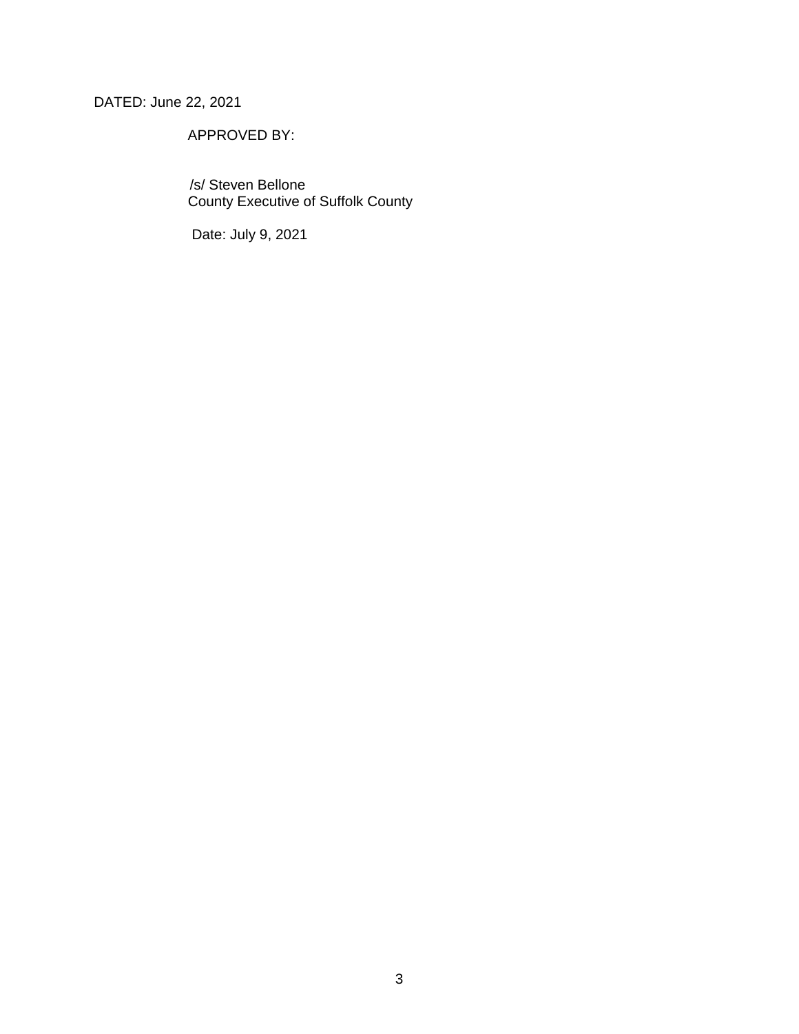DATED: June 22, 2021

APPROVED BY:

/s/ Steven Bellone
County Executive of Suffolk County

Date: July 9, 2021